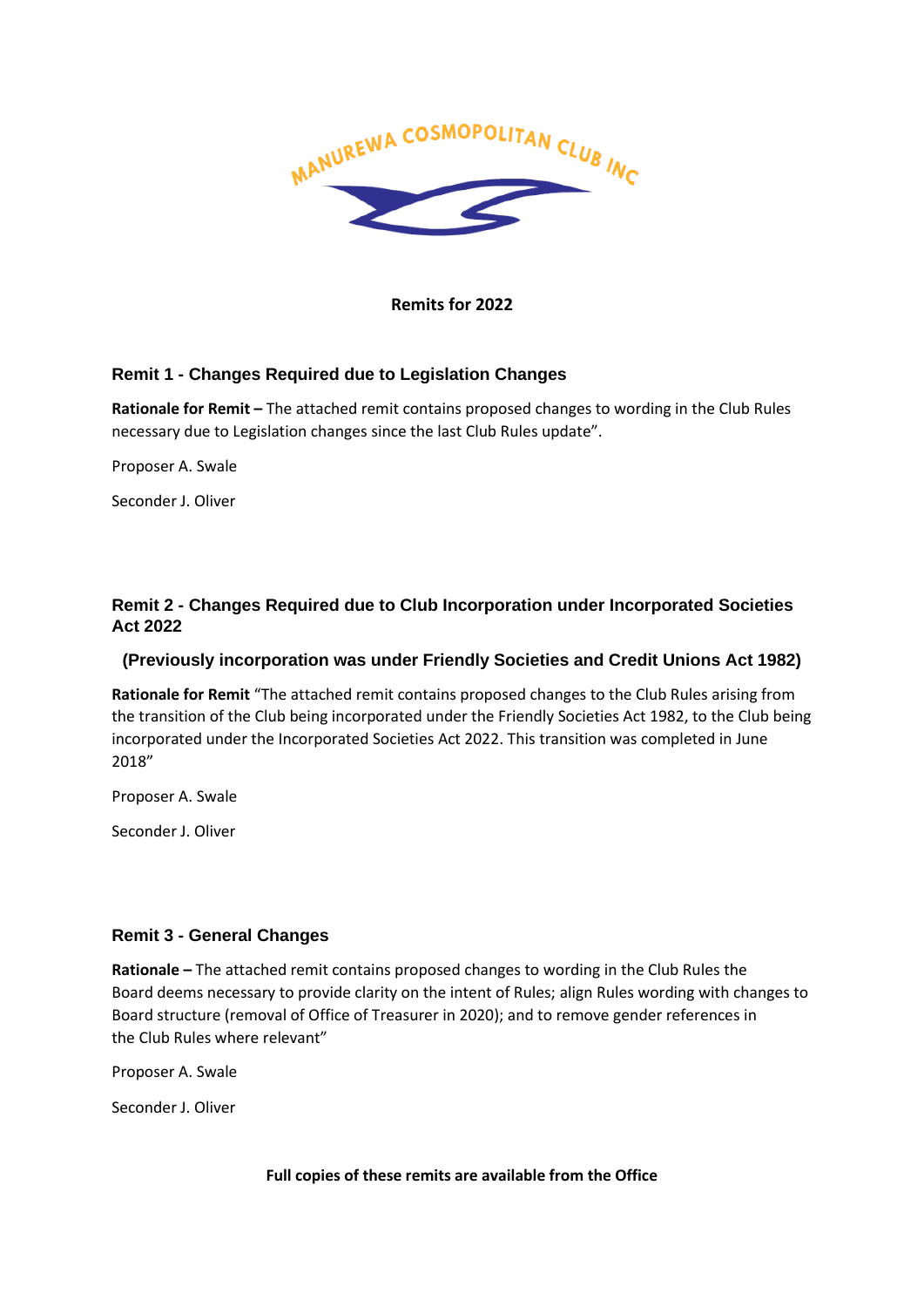MANUREWA COSMOPOLITAN CLUB INC

**Remits for 2022**

### Remit 1 - Changes Required due to Legislation Changes

**Rationale for Remit –** The attached remit contains proposed changes to wording in the Club Rules necessary due to Legislation changes since the last Club Rules update".

Proposer A. Swale

Seconder J. Oliver

### Remit 2 - Changes Required due to Club Incorporation under Incorporated Societies Act 2022

**(Previously incorporation was under Friendly Societies and Credit Unions Act 1982)**

**Rationale for Remit** "The attached remit contains proposed changes to the Club Rules arising from the transition of the Club being incorporated under the Friendly Societies Act 1982, to the Club being incorporated under the Incorporated Societies Act 2022. This transition was completed in June 2018"

Proposer A. Swale

Seconder J. Oliver

### Remit 3 - General Changes

**Rationale –** The attached remit contains proposed changes to wording in the Club Rules the Board deems necessary to provide clarity on the intent of Rules; align Rules wording with changes to Board structure (removal of Office of Treasurer in 2020); and to remove gender references in the Club Rules where relevant"

Proposer A. Swale

Seconder J. Oliver

**Full copies of these remits are available from the Office**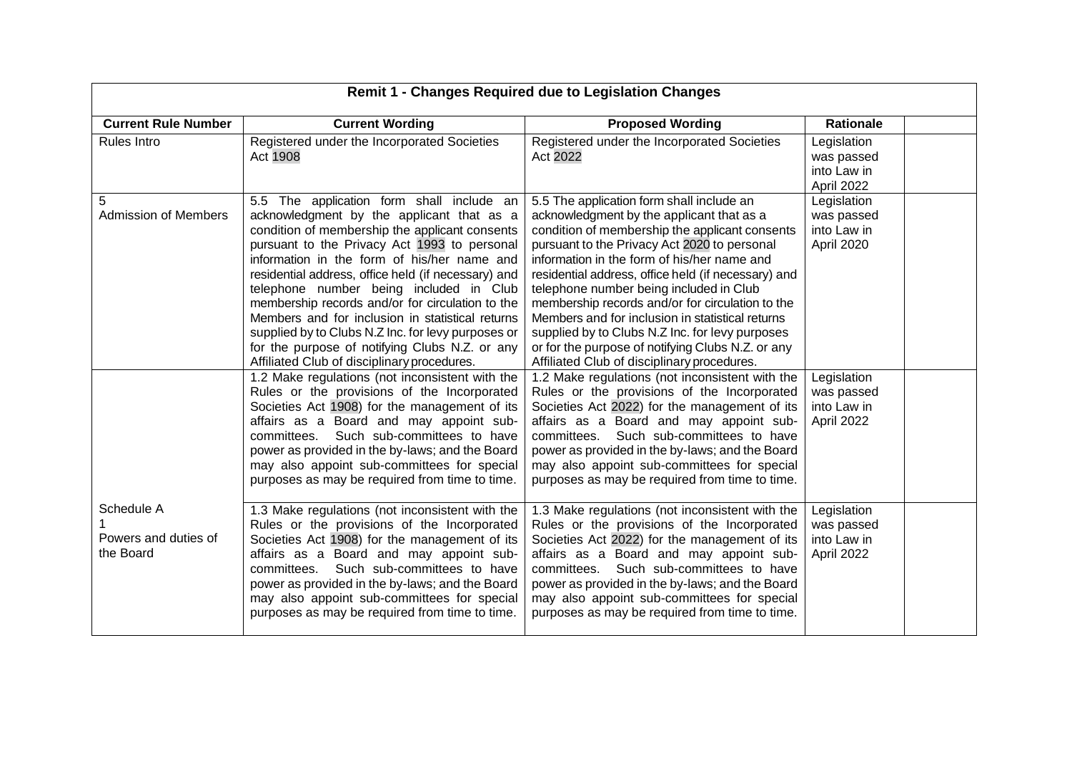| Remit 1 - Changes Required due to Legislation Changes | | | | |
|---|---|---|---|---|
| **Current Rule Number** | **Current Wording** | **Proposed Wording** | **Rationale** | |
| Rules Intro | Registered under the Incorporated Societies Act 1908 | Registered under the Incorporated Societies Act 2022 | Legislation was passed into Law in April 2022 | |
| 5 Admission of Members | 5.5 The application form shall include an acknowledgment by the applicant that as a condition of membership the applicant consents pursuant to the Privacy Act 1993 to personal information in the form of his/her name and residential address, office held (if necessary) and telephone number being included in Club membership records and/or for circulation to the Members and for inclusion in statistical returns supplied by to Clubs N.Z Inc. for levy purposes or for the purpose of notifying Clubs N.Z. or any Affiliated Club of disciplinary procedures. | 5.5 The application form shall include an acknowledgment by the applicant that as a condition of membership the applicant consents pursuant to the Privacy Act 2020 to personal information in the form of his/her name and residential address, office held (if necessary) and telephone number being included in Club membership records and/or for circulation to the Members and for inclusion in statistical returns supplied by to Clubs N.Z Inc. for levy purposes or for the purpose of notifying Clubs N.Z. or any Affiliated Club of disciplinary procedures. | Legislation was passed into Law in April 2020 | |
| Schedule A 1 Powers and duties of the Board | 1.2 Make regulations (not inconsistent with the Rules or the provisions of the Incorporated Societies Act 1908) for the management of its affairs as a Board and may appoint sub-committees. Such sub-committees to have power as provided in the by-laws; and the Board may also appoint sub-committees for special purposes as may be required from time to time. | 1.2 Make regulations (not inconsistent with the Rules or the provisions of the Incorporated Societies Act 2022) for the management of its affairs as a Board and may appoint sub-committees. Such sub-committees to have power as provided in the by-laws; and the Board may also appoint sub-committees for special purposes as may be required from time to time. | Legislation was passed into Law in April 2022 | |
| | 1.3 Make regulations (not inconsistent with the Rules or the provisions of the Incorporated Societies Act 1908) for the management of its affairs as a Board and may appoint sub-committees. Such sub-committees to have power as provided in the by-laws; and the Board may also appoint sub-committees for special purposes as may be required from time to time. | 1.3 Make regulations (not inconsistent with the Rules or the provisions of the Incorporated Societies Act 2022) for the management of its affairs as a Board and may appoint sub-committees. Such sub-committees to have power as provided in the by-laws; and the Board may also appoint sub-committees for special purposes as may be required from time to time. | Legislation was passed into Law in April 2022 | |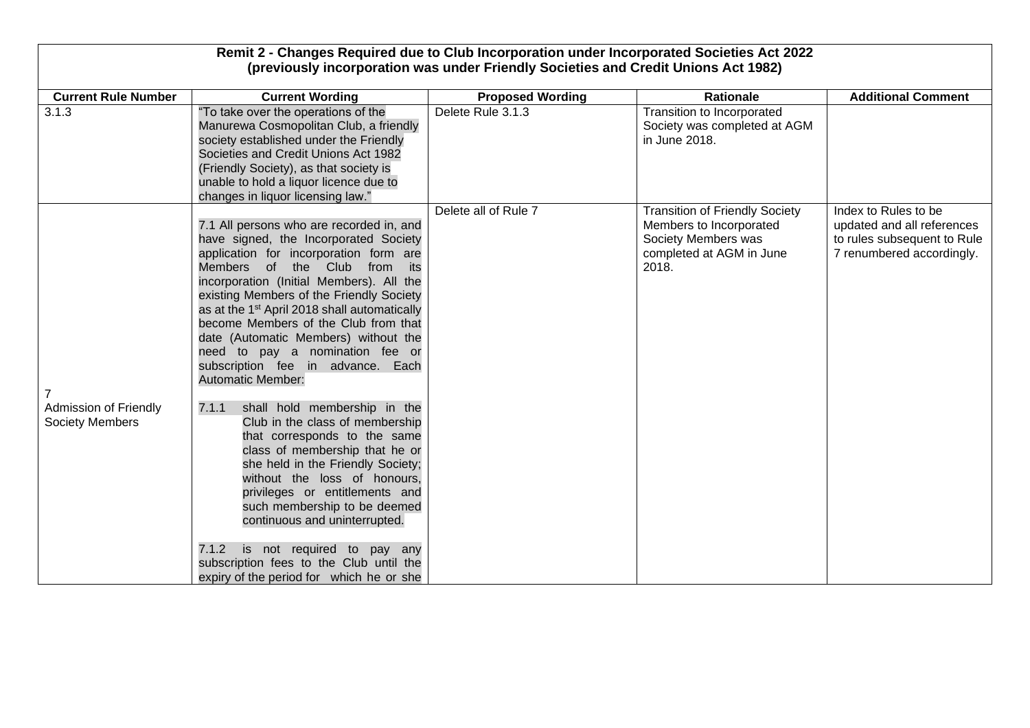| Remit 2 - Changes Required due to Club Incorporation under Incorporated Societies Act 2022 (previously incorporation was under Friendly Societies and Credit Unions Act 1982) | | | | |
|---|---|---|---|---|
| **Current Rule Number** | **Current Wording** | **Proposed Wording** | **Rationale** | **Additional Comment** |
| 3.1.3 | "To take over the operations of the Manurewa Cosmopolitan Club, a friendly society established under the Friendly Societies and Credit Unions Act 1982 (Friendly Society), as that society is unable to hold a liquor licence due to changes in liquor licensing law." | Delete Rule 3.1.3 | Transition to Incorporated Society was completed at AGM in June 2018. | |
| 7<br>Admission of Friendly Society Members | 7.1 All persons who are recorded in, and have signed, the Incorporated Society application for incorporation form are Members of the Club from its incorporation (Initial Members). All the existing Members of the Friendly Society as at the 1st April 2018 shall automatically become Members of the Club from that date (Automatic Members) without the need to pay a nomination fee or subscription fee in advance. Each Automatic Member:<br><br>7.1.1 shall hold membership in the Club in the class of membership that corresponds to the same class of membership that he or she held in the Friendly Society; without the loss of honours, privileges or entitlements and such membership to be deemed continuous and uninterrupted.<br><br>7.1.2 is not required to pay any subscription fees to the Club until the expiry of the period for which he or she | Delete all of Rule 7 | Transition of Friendly Society Members to Incorporated Society Members was completed at AGM in June 2018. | Index to Rules to be updated and all references to rules subsequent to Rule 7 renumbered accordingly. |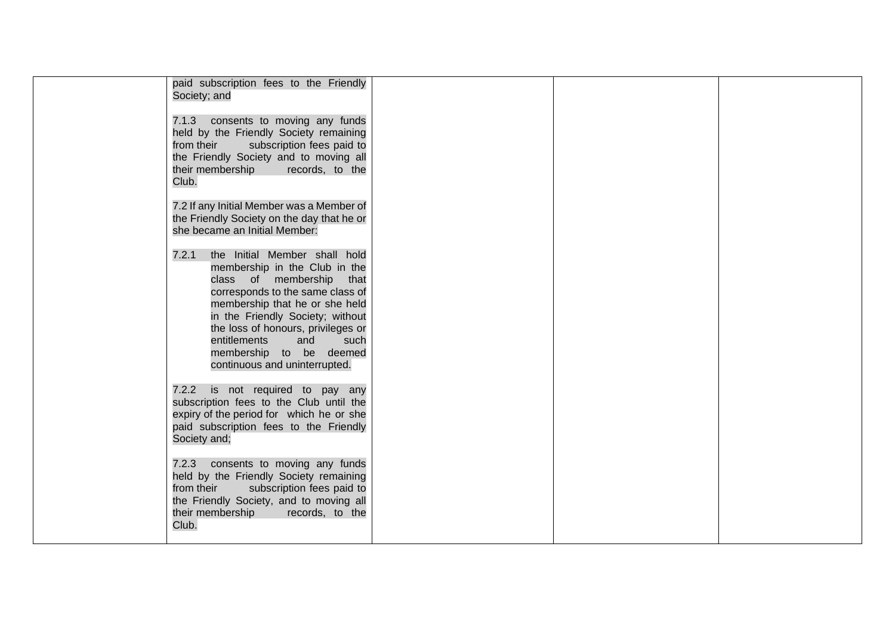|  | paid subscription fees to the Friendly Society; and<br><br>7.1.3 consents to moving any funds held by the Friendly Society remaining from their subscription fees paid to the Friendly Society and to moving all their membership records, to the Club.<br><br>7.2 If any Initial Member was a Member of the Friendly Society on the day that he or she became an Initial Member:<br><br>7.2.1 the Initial Member shall hold membership in the Club in the class of membership that corresponds to the same class of membership that he or she held in the Friendly Society; without the loss of honours, privileges or entitlements and such membership to be deemed continuous and uninterrupted.<br><br>7.2.2 is not required to pay any subscription fees to the Club until the expiry of the period for which he or she paid subscription fees to the Friendly Society and;<br><br>7.2.3 consents to moving any funds held by the Friendly Society remaining from their subscription fees paid to the Friendly Society, and to moving all their membership records, to the Club. |  |  |  |
|---|---|---|---|---|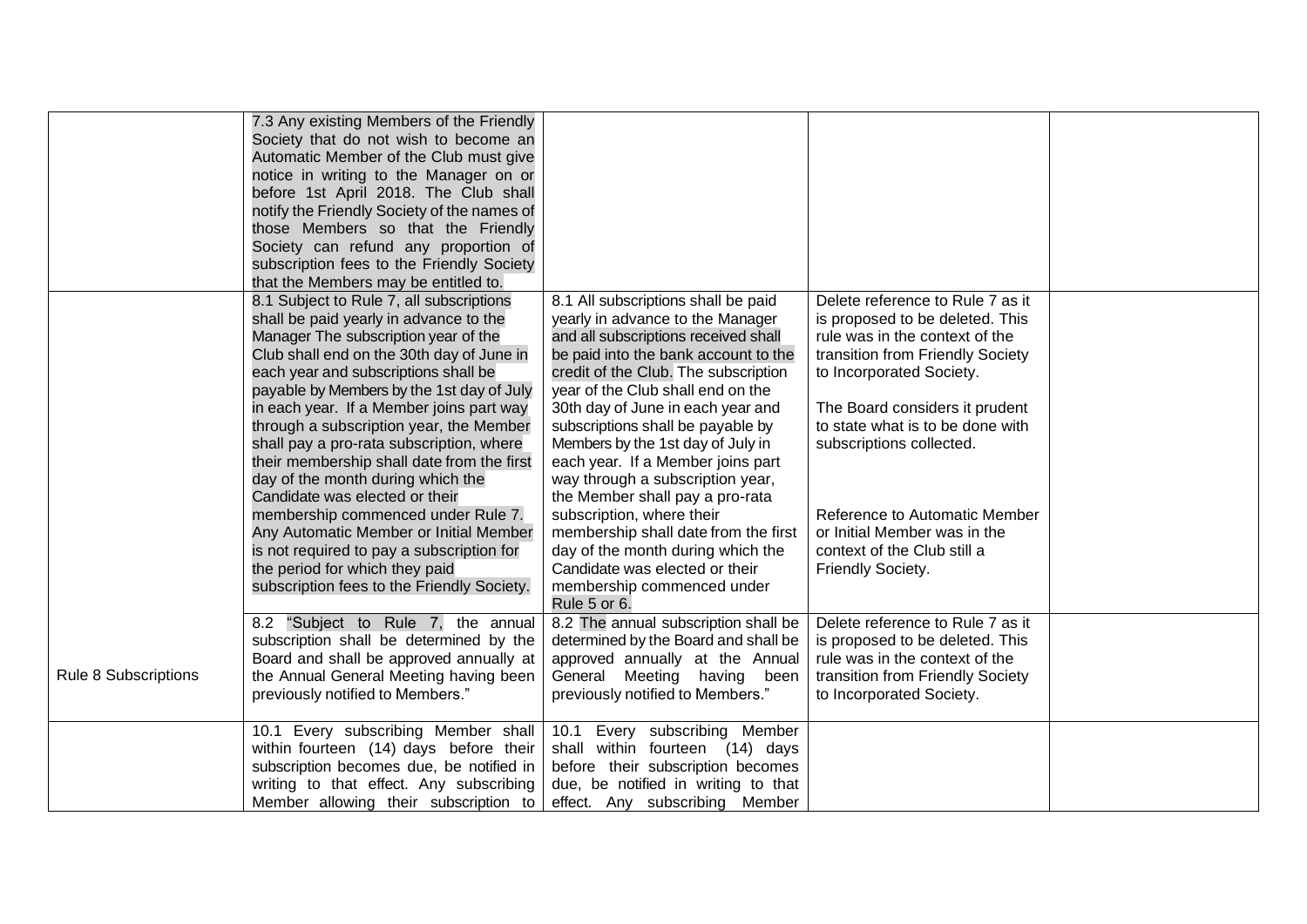| | | | | |
|---|---|---|---|---|
| | 7.3 Any existing Members of the Friendly Society that do not wish to become an Automatic Member of the Club must give notice in writing to the Manager on or before 1st April 2018. The Club shall notify the Friendly Society of the names of those Members so that the Friendly Society can refund any proportion of subscription fees to the Friendly Society that the Members may be entitled to. | | | |
| | 8.1 Subject to Rule 7, all subscriptions shall be paid yearly in advance to the Manager The subscription year of the Club shall end on the 30th day of June in each year and subscriptions shall be payable by Members by the 1st day of July in each year. If a Member joins part way through a subscription year, the Member shall pay a pro-rata subscription, where their membership shall date from the first day of the month during which the Candidate was elected or their membership commenced under Rule 7. Any Automatic Member or Initial Member is not required to pay a subscription for the period for which they paid subscription fees to the Friendly Society. | 8.1 All subscriptions shall be paid yearly in advance to the Manager and all subscriptions received shall be paid into the bank account to the credit of the Club. The subscription year of the Club shall end on the 30th day of June in each year and subscriptions shall be payable by Members by the 1st day of July in each year. If a Member joins part way through a subscription year, the Member shall pay a pro-rata subscription, where their membership shall date from the first day of the month during which the Candidate was elected or their membership commenced under Rule 5 or 6. | Delete reference to Rule 7 as it is proposed to be deleted. This rule was in the context of the transition from Friendly Society to Incorporated Society.<br><br>The Board considers it prudent to state what is to be done with subscriptions collected.<br><br>Reference to Automatic Member or Initial Member was in the context of the Club still a Friendly Society. | |
| Rule 8 Subscriptions | 8.2 "Subject to Rule 7, the annual subscription shall be determined by the Board and shall be approved annually at the Annual General Meeting having been previously notified to Members." | 8.2 The annual subscription shall be determined by the Board and shall be approved annually at the Annual General Meeting having been previously notified to Members." | Delete reference to Rule 7 as it is proposed to be deleted. This rule was in the context of the transition from Friendly Society to Incorporated Society. | |
| | 10.1 Every subscribing Member shall within fourteen (14) days before their subscription becomes due, be notified in writing to that effect. Any subscribing Member allowing their subscription to | 10.1 Every subscribing Member shall within fourteen (14) days before their subscription becomes due, be notified in writing to that effect. Any subscribing Member | | |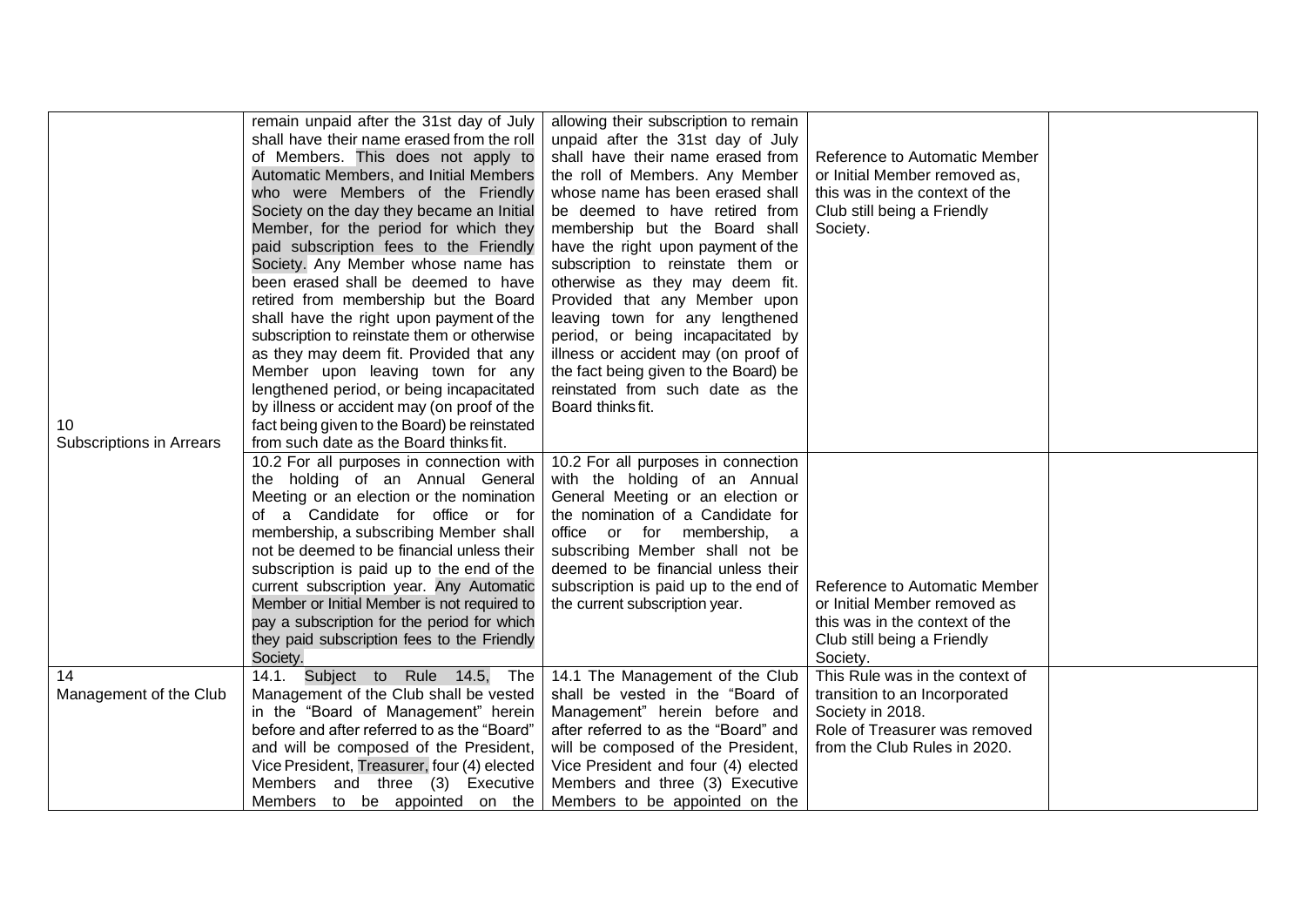| | | | | |
|---|---|---|---|---|
| 10<br>Subscriptions in Arrears | remain unpaid after the 31st day of July shall have their name erased from the roll of Members. This does not apply to Automatic Members, and Initial Members who were Members of the Friendly Society on the day they became an Initial Member, for the period for which they paid subscription fees to the Friendly Society. Any Member whose name has been erased shall be deemed to have retired from membership but the Board shall have the right upon payment of the subscription to reinstate them or otherwise as they may deem fit. Provided that any Member upon leaving town for any lengthened period, or being incapacitated by illness or accident may (on proof of the fact being given to the Board) be reinstated from such date as the Board thinks fit. | allowing their subscription to remain unpaid after the 31st day of July shall have their name erased from the roll of Members. Any Member whose name has been erased shall be deemed to have retired from membership but the Board shall have the right upon payment of the subscription to reinstate them or otherwise as they may deem fit. Provided that any Member upon leaving town for any lengthened period, or being incapacitated by illness or accident may (on proof of the fact being given to the Board) be reinstated from such date as the Board thinks fit. | Reference to Automatic Member or Initial Member removed as, this was in the context of the Club still being a Friendly Society. | |
| | 10.2 For all purposes in connection with the holding of an Annual General Meeting or an election or the nomination of a Candidate for office or for membership, a subscribing Member shall not be deemed to be financial unless their subscription is paid up to the end of the current subscription year. Any Automatic Member or Initial Member is not required to pay a subscription for the period for which they paid subscription fees to the Friendly Society. | 10.2 For all purposes in connection with the holding of an Annual General Meeting or an election or the nomination of a Candidate for office or for membership, a subscribing Member shall not be deemed to be financial unless their subscription is paid up to the end of the current subscription year. | Reference to Automatic Member or Initial Member removed as this was in the context of the Club still being a Friendly Society. | |
| 14<br>Management of the Club | 14.1. Subject to Rule 14.5, The Management of the Club shall be vested in the "Board of Management" herein before and after referred to as the "Board" and will be composed of the President, Vice President, Treasurer, four (4) elected Members and three (3) Executive Members to be appointed on the | 14.1 The Management of the Club shall be vested in the "Board of Management" herein before and after referred to as the "Board" and will be composed of the President, Vice President and four (4) elected Members and three (3) Executive Members to be appointed on the | This Rule was in the context of transition to an Incorporated Society in 2018.<br>Role of Treasurer was removed from the Club Rules in 2020. | |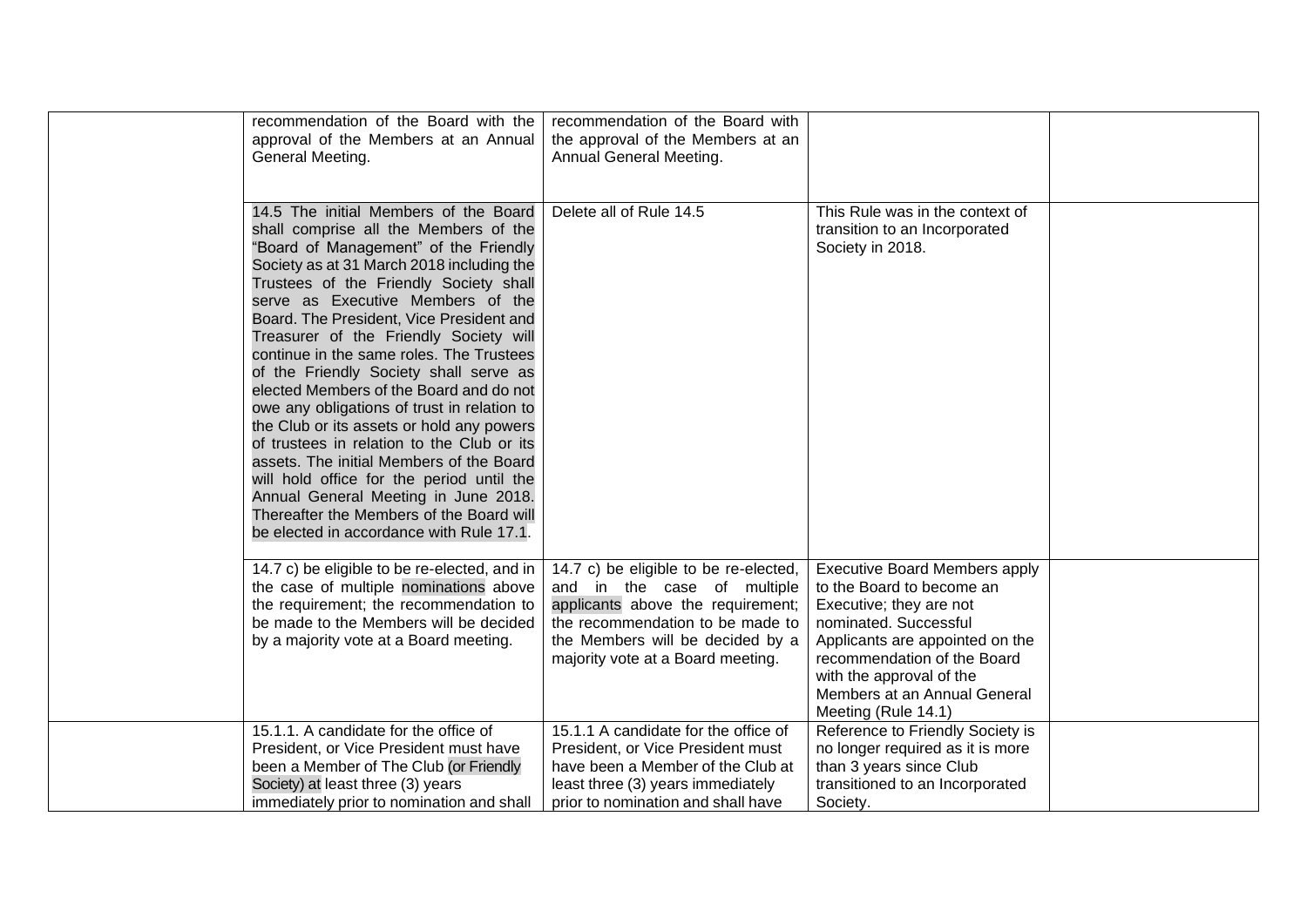| | | | | |
|---|---|---|---|---|
| | recommendation of the Board with the approval of the Members at an Annual General Meeting. | recommendation of the Board with the approval of the Members at an Annual General Meeting. | | |
| | 14.5 The initial Members of the Board shall comprise all the Members of the "Board of Management" of the Friendly Society as at 31 March 2018 including the Trustees of the Friendly Society shall serve as Executive Members of the Board. The President, Vice President and Treasurer of the Friendly Society will continue in the same roles. The Trustees of the Friendly Society shall serve as elected Members of the Board and do not owe any obligations of trust in relation to the Club or its assets or hold any powers of trustees in relation to the Club or its assets. The initial Members of the Board will hold office for the period until the Annual General Meeting in June 2018. Thereafter the Members of the Board will be elected in accordance with Rule 17.1. | Delete all of Rule 14.5 | This Rule was in the context of transition to an Incorporated Society in 2018. | |
| | 14.7 c) be eligible to be re-elected, and in the case of multiple nominations above the requirement; the recommendation to be made to the Members will be decided by a majority vote at a Board meeting. | 14.7 c) be eligible to be re-elected, and in the case of multiple applicants above the requirement; the recommendation to be made to the Members will be decided by a majority vote at a Board meeting. | Executive Board Members apply to the Board to become an Executive; they are not nominated. Successful Applicants are appointed on the recommendation of the Board with the approval of the Members at an Annual General Meeting (Rule 14.1) | |
| | 15.1.1. A candidate for the office of President, or Vice President must have been a Member of The Club (or Friendly Society) at least three (3) years immediately prior to nomination and shall | 15.1.1 A candidate for the office of President, or Vice President must have been a Member of the Club at least three (3) years immediately prior to nomination and shall have | Reference to Friendly Society is no longer required as it is more than 3 years since Club transitioned to an Incorporated Society. | |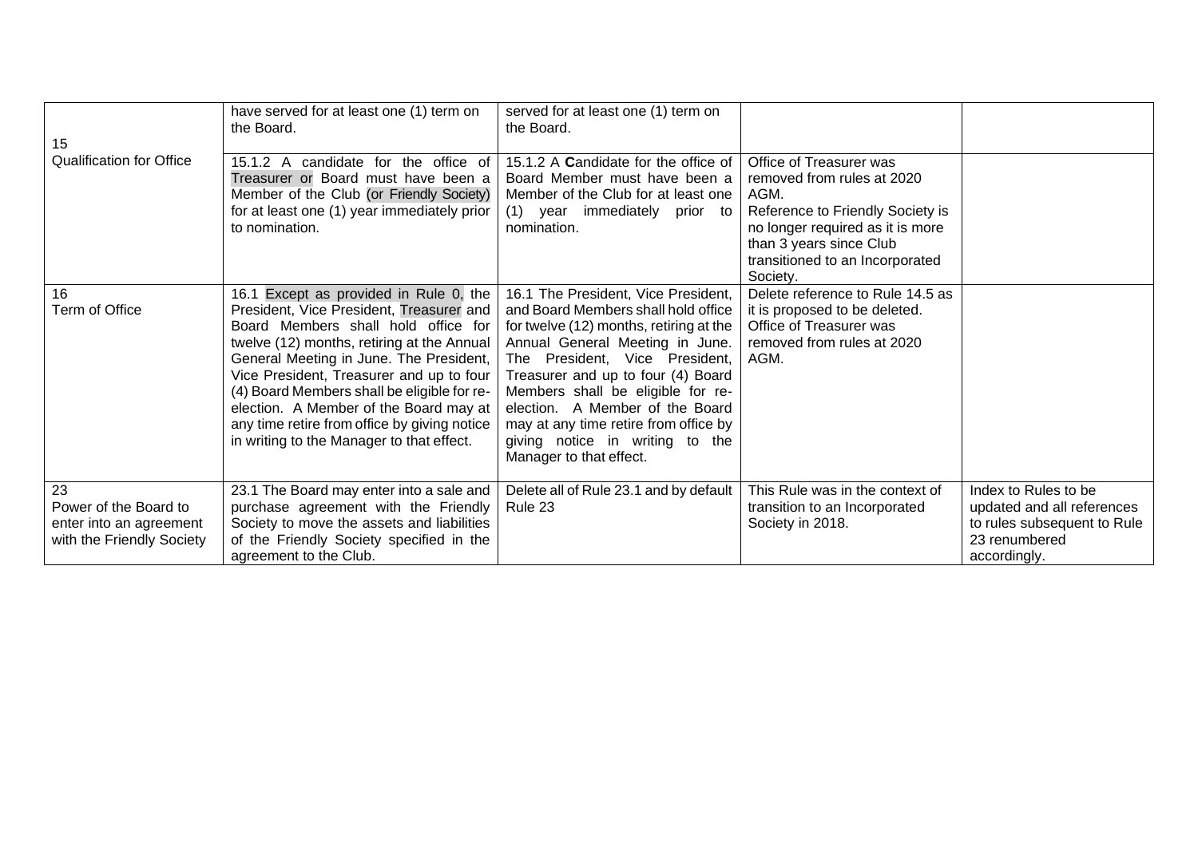| | | | | |
|---|---|---|---|---|
| 15<br>Qualification for Office | have served for at least one (1) term on the Board. | served for at least one (1) term on the Board. | | |
| | 15.1.2 A candidate for the office of Treasurer or Board must have been a Member of the Club (or Friendly Society) for at least one (1) year immediately prior to nomination. | 15.1.2 A **C**andidate for the office of Board Member must have been a Member of the Club for at least one (1) year immediately prior to nomination. | Office of Treasurer was removed from rules at 2020 AGM.<br>Reference to Friendly Society is no longer required as it is more than 3 years since Club transitioned to an Incorporated Society. | |
| 16<br>Term of Office | 16.1 Except as provided in Rule 0, the President, Vice President, Treasurer and Board Members shall hold office for twelve (12) months, retiring at the Annual General Meeting in June. The President, Vice President, Treasurer and up to four (4) Board Members shall be eligible for re-election. A Member of the Board may at any time retire from office by giving notice in writing to the Manager to that effect. | 16.1 The President, Vice President, and Board Members shall hold office for twelve (12) months, retiring at the Annual General Meeting in June. The President, Vice President, Treasurer and up to four (4) Board Members shall be eligible for re-election. A Member of the Board may at any time retire from office by giving notice in writing to the Manager to that effect. | Delete reference to Rule 14.5 as it is proposed to be deleted.<br>Office of Treasurer was removed from rules at 2020 AGM. | |
| 23<br>Power of the Board to enter into an agreement with the Friendly Society | 23.1 The Board may enter into a sale and purchase agreement with the Friendly Society to move the assets and liabilities of the Friendly Society specified in the agreement to the Club. | Delete all of Rule 23.1 and by default Rule 23 | This Rule was in the context of transition to an Incorporated Society in 2018. | Index to Rules to be updated and all references to rules subsequent to Rule 23 renumbered accordingly. |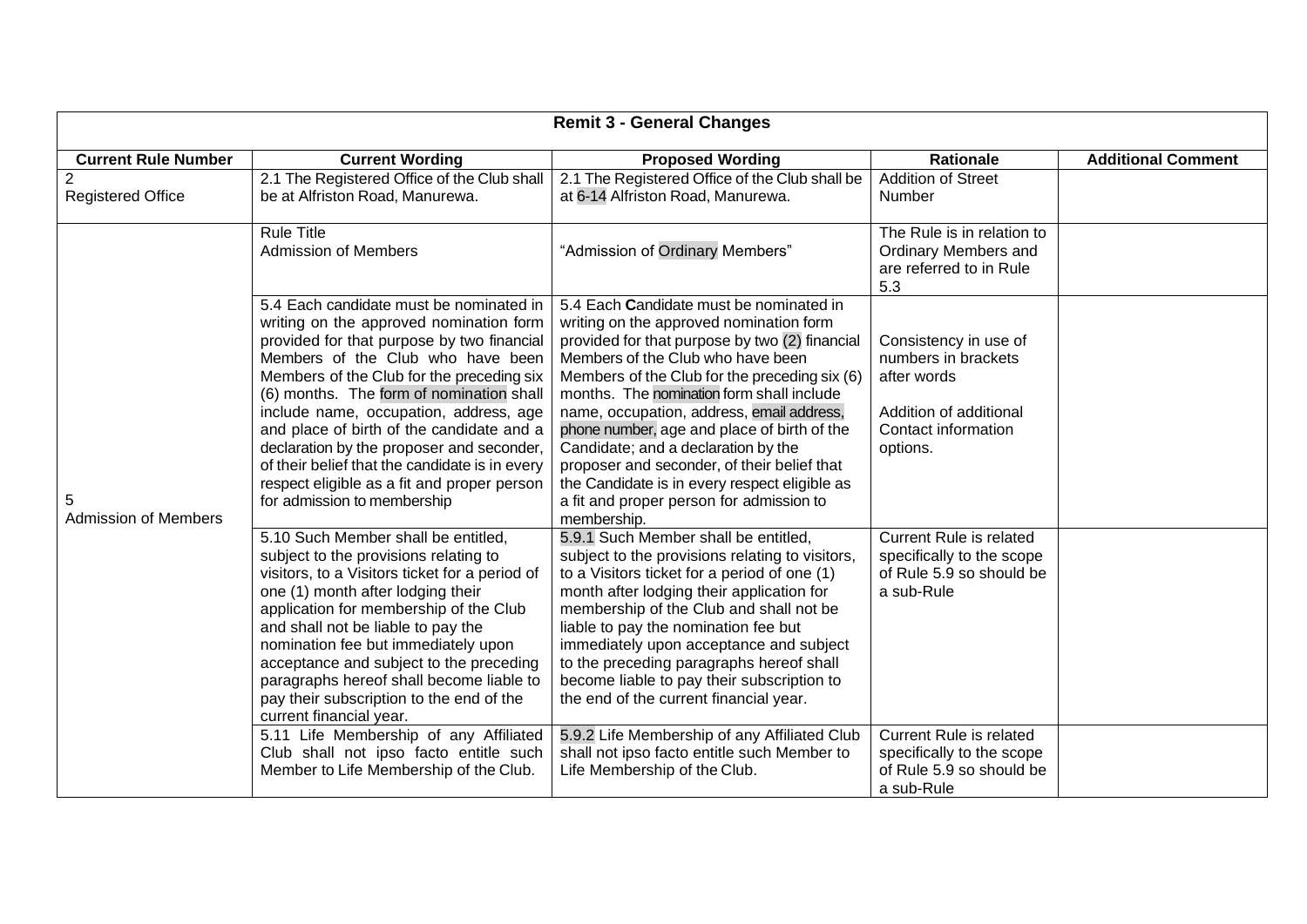| Remit 3 - General Changes | | | | |
|---|---|---|---|---|
| **Current Rule Number** | **Current Wording** | **Proposed Wording** | **Rationale** | **Additional Comment** |
| 2 Registered Office | 2.1 The Registered Office of the Club shall be at Alfriston Road, Manurewa. | 2.1 The Registered Office of the Club shall be at 6-14 Alfriston Road, Manurewa. | Addition of Street Number | |
| 5 Admission of Members | Rule Title Admission of Members | "Admission of Ordinary Members" | The Rule is in relation to Ordinary Members and are referred to in Rule 5.3 | |
| | 5.4 Each candidate must be nominated in writing on the approved nomination form provided for that purpose by two financial Members of the Club who have been Members of the Club for the preceding six (6) months. The form of nomination shall include name, occupation, address, age and place of birth of the candidate and a declaration by the proposer and seconder, of their belief that the candidate is in every respect eligible as a fit and proper person for admission to membership | 5.4 Each **C**andidate must be nominated in writing on the approved nomination form provided for that purpose by two (2) financial Members of the Club who have been Members of the Club for the preceding six (6) months. The nomination form shall include name, occupation, address, email address, phone number, age and place of birth of the Candidate; and a declaration by the proposer and seconder, of their belief that the Candidate is in every respect eligible as a fit and proper person for admission to membership. | Consistency in use of numbers in brackets after words<br><br>Addition of additional Contact information options. | |
| | 5.10 Such Member shall be entitled, subject to the provisions relating to visitors, to a Visitors ticket for a period of one (1) month after lodging their application for membership of the Club and shall not be liable to pay the nomination fee but immediately upon acceptance and subject to the preceding paragraphs hereof shall become liable to pay their subscription to the end of the current financial year. | 5.9.1 Such Member shall be entitled, subject to the provisions relating to visitors, to a Visitors ticket for a period of one (1) month after lodging their application for membership of the Club and shall not be liable to pay the nomination fee but immediately upon acceptance and subject to the preceding paragraphs hereof shall become liable to pay their subscription to the end of the current financial year. | Current Rule is related specifically to the scope of Rule 5.9 so should be a sub-Rule | |
| | 5.11 Life Membership of any Affiliated Club shall not ipso facto entitle such Member to Life Membership of the Club. | 5.9.2 Life Membership of any Affiliated Club shall not ipso facto entitle such Member to Life Membership of the Club. | Current Rule is related specifically to the scope of Rule 5.9 so should be a sub-Rule | |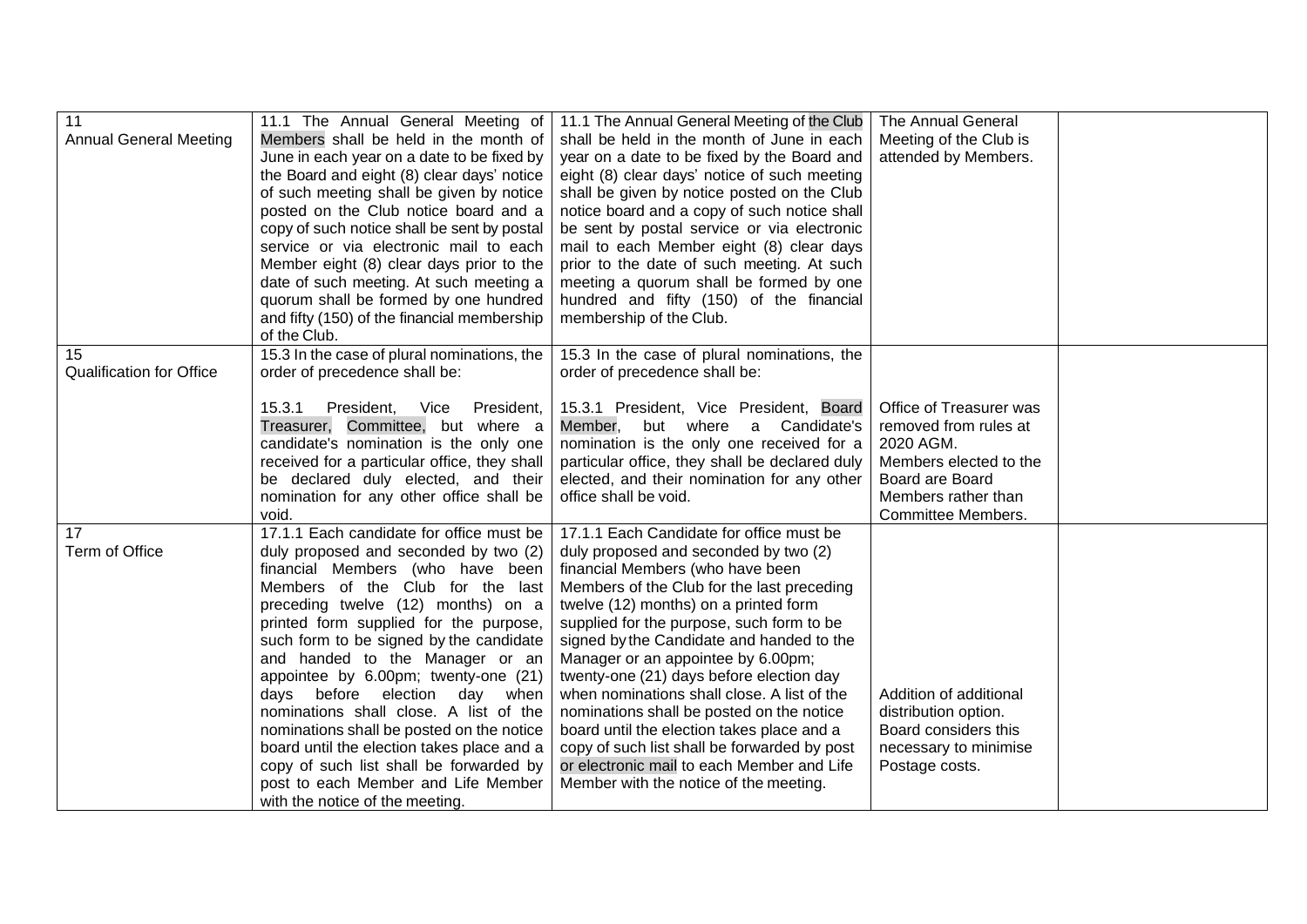| 11<br>Annual General Meeting | 11.1 The Annual General Meeting of Members shall be held in the month of June in each year on a date to be fixed by the Board and eight (8) clear days' notice of such meeting shall be given by notice posted on the Club notice board and a copy of such notice shall be sent by postal service or via electronic mail to each Member eight (8) clear days prior to the date of such meeting. At such meeting a quorum shall be formed by one hundred and fifty (150) of the financial membership of the Club. | 11.1 The Annual General Meeting of the Club shall be held in the month of June in each year on a date to be fixed by the Board and eight (8) clear days' notice of such meeting shall be given by notice posted on the Club notice board and a copy of such notice shall be sent by postal service or via electronic mail to each Member eight (8) clear days prior to the date of such meeting. At such meeting a quorum shall be formed by one hundred and fifty (150) of the financial membership of the Club. | The Annual General Meeting of the Club is attended by Members. | |
|---|---|---|---|---|
| 15<br>Qualification for Office | 15.3 In the case of plural nominations, the order of precedence shall be:<br><br>15.3.1 President, Vice President, Treasurer, Committee, but where a candidate's nomination is the only one received for a particular office, they shall be declared duly elected, and their nomination for any other office shall be void. | 15.3 In the case of plural nominations, the order of precedence shall be:<br><br>15.3.1 President, Vice President, Board Member, but where a Candidate's nomination is the only one received for a particular office, they shall be declared duly elected, and their nomination for any other office shall be void. | Office of Treasurer was removed from rules at 2020 AGM.<br>Members elected to the Board are Board Members rather than Committee Members. | |
| 17<br>Term of Office | 17.1.1 Each candidate for office must be duly proposed and seconded by two (2) financial Members (who have been Members of the Club for the last preceding twelve (12) months) on a printed form supplied for the purpose, such form to be signed by the candidate and handed to the Manager or an appointee by 6.00pm; twenty-one (21) days before election day when nominations shall close. A list of the nominations shall be posted on the notice board until the election takes place and a copy of such list shall be forwarded by post to each Member and Life Member with the notice of the meeting. | 17.1.1 Each Candidate for office must be duly proposed and seconded by two (2) financial Members (who have been Members of the Club for the last preceding twelve (12) months) on a printed form supplied for the purpose, such form to be signed by the Candidate and handed to the Manager or an appointee by 6.00pm; twenty-one (21) days before election day when nominations shall close. A list of the nominations shall be posted on the notice board until the election takes place and a copy of such list shall be forwarded by post or electronic mail to each Member and Life Member with the notice of the meeting. | Addition of additional distribution option. Board considers this necessary to minimise Postage costs. | |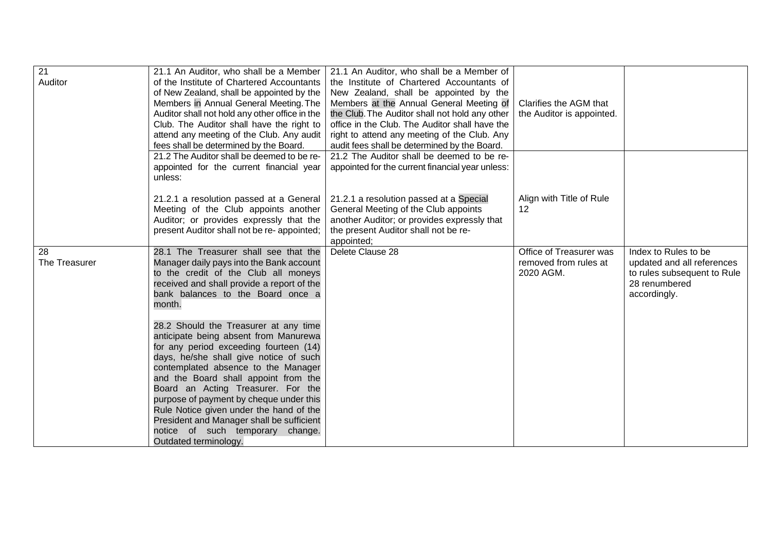| | | | | |
|---|---|---|---|---|
| 21<br>Auditor | 21.1 An Auditor, who shall be a Member of the Institute of Chartered Accountants of New Zealand, shall be appointed by the Members in Annual General Meeting. The Auditor shall not hold any other office in the Club. The Auditor shall have the right to attend any meeting of the Club. Any audit fees shall be determined by the Board. | 21.1 An Auditor, who shall be a Member of the Institute of Chartered Accountants of New Zealand, shall be appointed by the Members at the Annual General Meeting of the Club. The Auditor shall not hold any other office in the Club. The Auditor shall have the right to attend any meeting of the Club. Any audit fees shall be determined by the Board. | Clarifies the AGM that the Auditor is appointed. | |
| | 21.2 The Auditor shall be deemed to be re-appointed for the current financial year unless:<br><br>21.2.1 a resolution passed at a General Meeting of the Club appoints another Auditor; or provides expressly that the present Auditor shall not be re- appointed; | 21.2 The Auditor shall be deemed to be re-appointed for the current financial year unless:<br><br>21.2.1 a resolution passed at a Special General Meeting of the Club appoints another Auditor; or provides expressly that the present Auditor shall not be re-appointed; | Align with Title of Rule 12 | |
| 28<br>The Treasurer | 28.1 The Treasurer shall see that the Manager daily pays into the Bank account to the credit of the Club all moneys received and shall provide a report of the bank balances to the Board once a month.<br><br>28.2 Should the Treasurer at any time anticipate being absent from Manurewa for any period exceeding fourteen (14) days, he/she shall give notice of such contemplated absence to the Manager and the Board shall appoint from the Board an Acting Treasurer. For the purpose of payment by cheque under this Rule Notice given under the hand of the President and Manager shall be sufficient notice of such temporary change. Outdated terminology. | Delete Clause 28 | Office of Treasurer was removed from rules at 2020 AGM. | Index to Rules to be updated and all references to rules subsequent to Rule 28 renumbered accordingly. |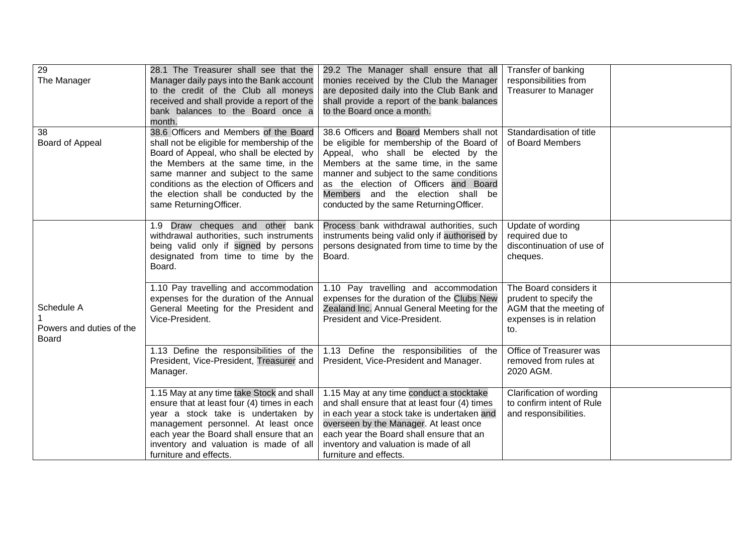| 29<br>The Manager | 28.1 The Treasurer shall see that the Manager daily pays into the Bank account to the credit of the Club all moneys received and shall provide a report of the bank balances to the Board once a month. | 29.2 The Manager shall ensure that all monies received by the Club the Manager are deposited daily into the Club Bank and shall provide a report of the bank balances to the Board once a month. | Transfer of banking responsibilities from Treasurer to Manager | |
|---|---|---|---|---|
| 38<br>Board of Appeal | 38.6 Officers and Members of the Board shall not be eligible for membership of the Board of Appeal, who shall be elected by the Members at the same time, in the same manner and subject to the same conditions as the election of Officers and the election shall be conducted by the same Returning Officer. | 38.6 Officers and Board Members shall not be eligible for membership of the Board of Appeal, who shall be elected by the Members at the same time, in the same manner and subject to the same conditions as the election of Officers and Board Members and the election shall be conducted by the same Returning Officer. | Standardisation of title of Board Members | |
| Schedule A<br>1<br>Powers and duties of the Board | 1.9 Draw cheques and other bank withdrawal authorities, such instruments being valid only if signed by persons designated from time to time by the Board. | Process bank withdrawal authorities, such instruments being valid only if authorised by persons designated from time to time by the Board. | Update of wording required due to discontinuation of use of cheques. | |
| | 1.10 Pay travelling and accommodation expenses for the duration of the Annual General Meeting for the President and Vice-President. | 1.10 Pay travelling and accommodation expenses for the duration of the Clubs New Zealand Inc. Annual General Meeting for the President and Vice-President. | The Board considers it prudent to specify the AGM that the meeting of expenses is in relation to. | |
| | 1.13 Define the responsibilities of the President, Vice-President, Treasurer and Manager. | 1.13 Define the responsibilities of the President, Vice-President and Manager. | Office of Treasurer was removed from rules at 2020 AGM. | |
| | 1.15 May at any time take Stock and shall ensure that at least four (4) times in each year a stock take is undertaken by management personnel. At least once each year the Board shall ensure that an inventory and valuation is made of all furniture and effects. | 1.15 May at any time conduct a stocktake and shall ensure that at least four (4) times in each year a stock take is undertaken and overseen by the Manager. At least once each year the Board shall ensure that an inventory and valuation is made of all furniture and effects. | Clarification of wording to confirm intent of Rule and responsibilities. | |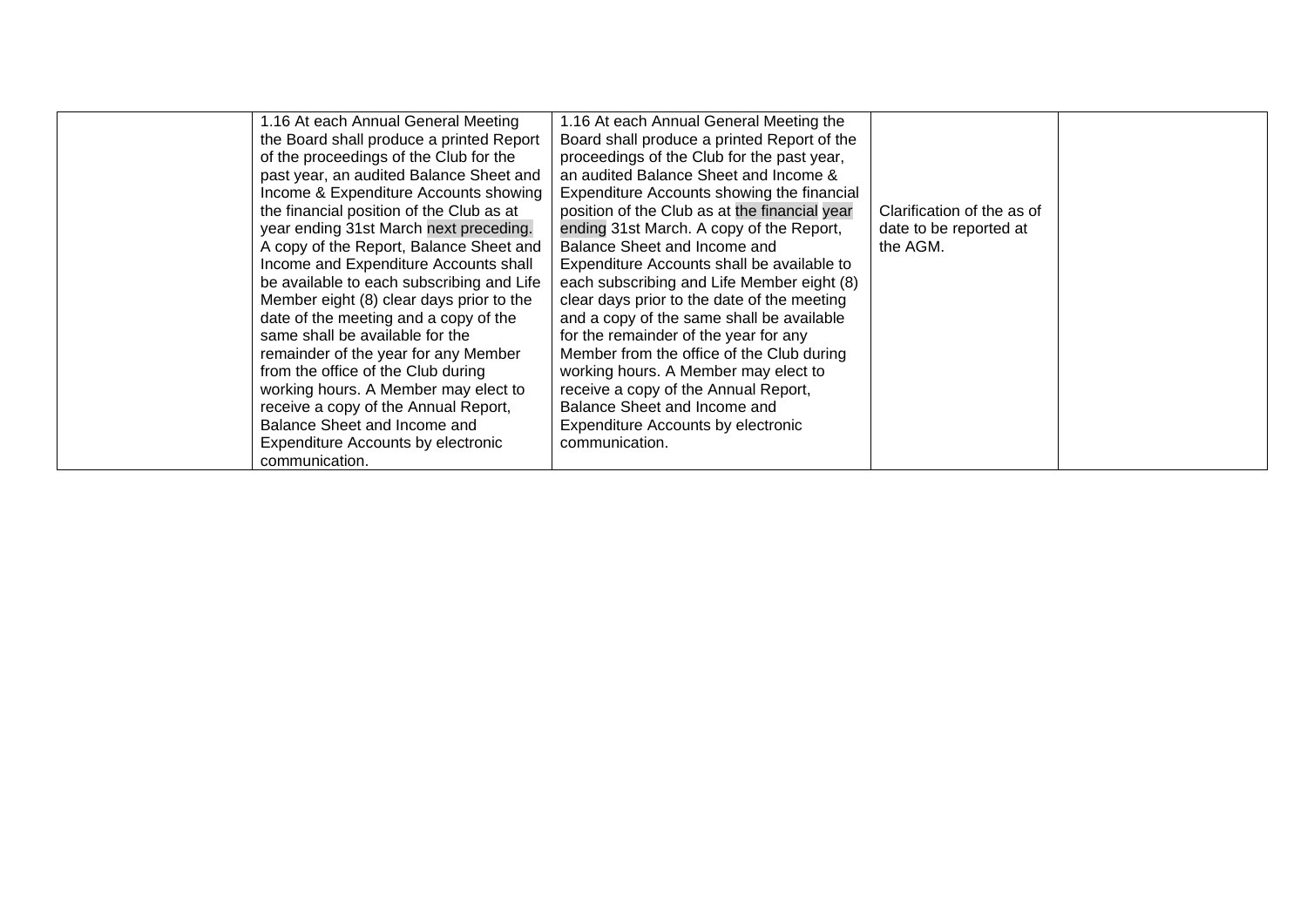|  | 1.16 At each Annual General Meeting the Board shall produce a printed Report of the proceedings of the Club for the past year, an audited Balance Sheet and Income & Expenditure Accounts showing the financial position of the Club as at year ending 31st March next preceding. A copy of the Report, Balance Sheet and Income and Expenditure Accounts shall be available to each subscribing and Life Member eight (8) clear days prior to the date of the meeting and a copy of the same shall be available for the remainder of the year for any Member from the office of the Club during working hours. A Member may elect to receive a copy of the Annual Report, Balance Sheet and Income and Expenditure Accounts by electronic communication. | 1.16 At each Annual General Meeting the Board shall produce a printed Report of the proceedings of the Club for the past year, an audited Balance Sheet and Income & Expenditure Accounts showing the financial position of the Club as at the financial year ending 31st March. A copy of the Report, Balance Sheet and Income and Expenditure Accounts shall be available to each subscribing and Life Member eight (8) clear days prior to the date of the meeting and a copy of the same shall be available for the remainder of the year for any Member from the office of the Club during working hours. A Member may elect to receive a copy of the Annual Report, Balance Sheet and Income and Expenditure Accounts by electronic communication. | Clarification of the as of date to be reported at the AGM. |  |
|---|---|---|---|---|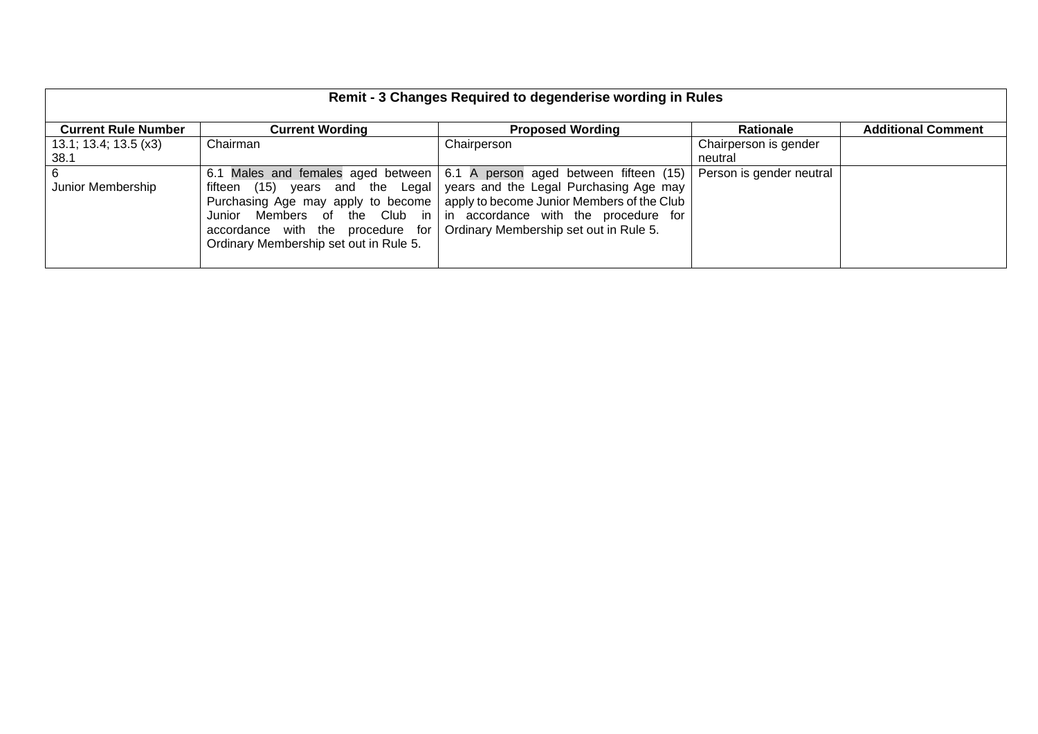| Remit - 3 Changes Required to degenderise wording in Rules | | | | |
|---|---|---|---|---|
| **Current Rule Number** | **Current Wording** | **Proposed Wording** | **Rationale** | **Additional Comment** |
| 13.1; 13.4; 13.5 (x3) 38.1 | Chairman | Chairperson | Chairperson is gender neutral | |
| 6 Junior Membership | 6.1 Males and females aged between fifteen (15) years and the Legal Purchasing Age may apply to become Junior Members of the Club in accordance with the procedure for Ordinary Membership set out in Rule 5. | 6.1 A person aged between fifteen (15) years and the Legal Purchasing Age may apply to become Junior Members of the Club in accordance with the procedure for Ordinary Membership set out in Rule 5. | Person is gender neutral | |